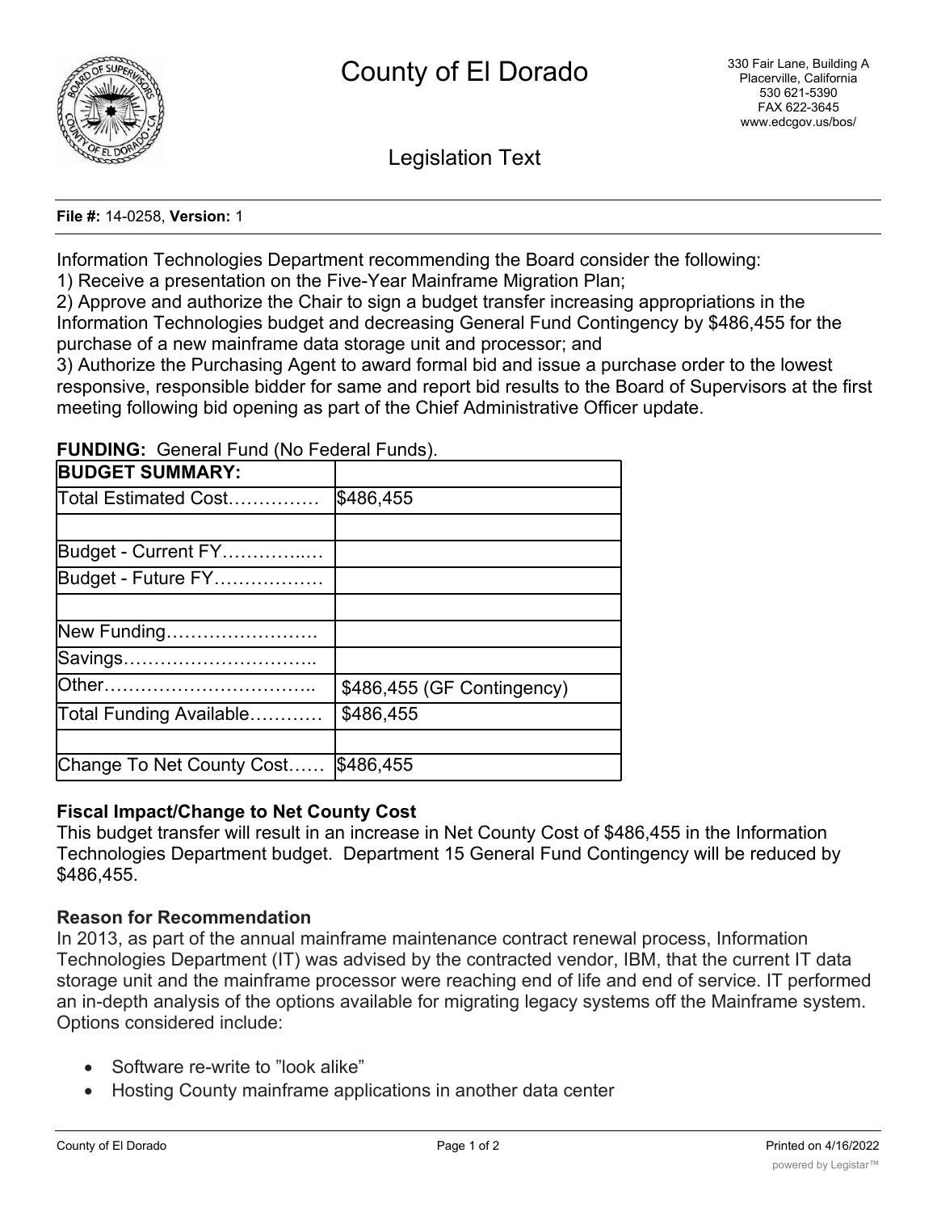# County of El Dorado

330 Fair Lane, Building A
Placerville, California
530 621-5390
FAX 622-3645
www.edcgov.us/bos/

## Legislation Text

**File #:** 14-0258, **Version:** 1

Information Technologies Department recommending the Board consider the following:
1) Receive a presentation on the Five-Year Mainframe Migration Plan;
2) Approve and authorize the Chair to sign a budget transfer increasing appropriations in the Information Technologies budget and decreasing General Fund Contingency by $486,455 for the purchase of a new mainframe data storage unit and processor; and
3) Authorize the Purchasing Agent to award formal bid and issue a purchase order to the lowest responsive, responsible bidder for same and report bid results to the Board of Supervisors at the first meeting following bid opening as part of the Chief Administrative Officer update.

**FUNDING:** General Fund (No Federal Funds).

| **BUDGET SUMMARY:** | |
|---|---|
| Total Estimated Cost…………… | $486,455 |
| | |
| Budget - Current FY…………..… | |
| Budget - Future FY……………… | |
| | |
| New Funding……………………. | |
| Savings………….……………….. | |
| Other…………………………….. | $486,455 (GF Contingency) |
| Total Funding Available………… | $486,455 |
| | |
| Change To Net County Cost…… | $486,455 |

### Fiscal Impact/Change to Net County Cost

This budget transfer will result in an increase in Net County Cost of $486,455 in the Information Technologies Department budget. Department 15 General Fund Contingency will be reduced by $486,455.

### Reason for Recommendation

In 2013, as part of the annual mainframe maintenance contract renewal process, Information Technologies Department (IT) was advised by the contracted vendor, IBM, that the current IT data storage unit and the mainframe processor were reaching end of life and end of service. IT performed an in-depth analysis of the options available for migrating legacy systems off the Mainframe system. Options considered include:

- Software re-write to "look alike"
- Hosting County mainframe applications in another data center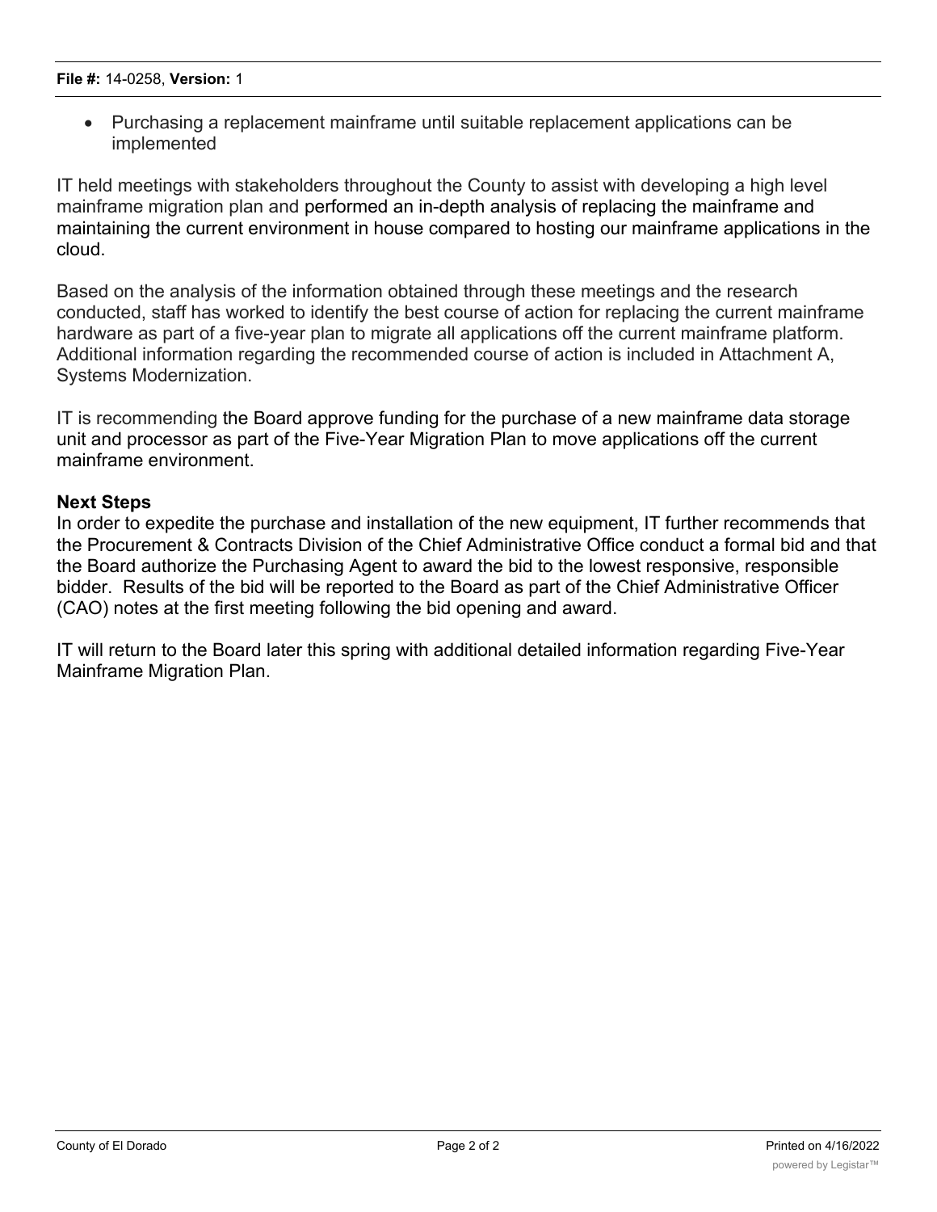- Purchasing a replacement mainframe until suitable replacement applications can be implemented

IT held meetings with stakeholders throughout the County to assist with developing a high level mainframe migration plan and performed an in-depth analysis of replacing the mainframe and maintaining the current environment in house compared to hosting our mainframe applications in the cloud.

Based on the analysis of the information obtained through these meetings and the research conducted, staff has worked to identify the best course of action for replacing the current mainframe hardware as part of a five-year plan to migrate all applications off the current mainframe platform. Additional information regarding the recommended course of action is included in Attachment A, Systems Modernization.

IT is recommending the Board approve funding for the purchase of a new mainframe data storage unit and processor as part of the Five-Year Migration Plan to move applications off the current mainframe environment.

**Next Steps**

In order to expedite the purchase and installation of the new equipment, IT further recommends that the Procurement & Contracts Division of the Chief Administrative Office conduct a formal bid and that the Board authorize the Purchasing Agent to award the bid to the lowest responsive, responsible bidder. Results of the bid will be reported to the Board as part of the Chief Administrative Officer (CAO) notes at the first meeting following the bid opening and award.

IT will return to the Board later this spring with additional detailed information regarding Five-Year Mainframe Migration Plan.